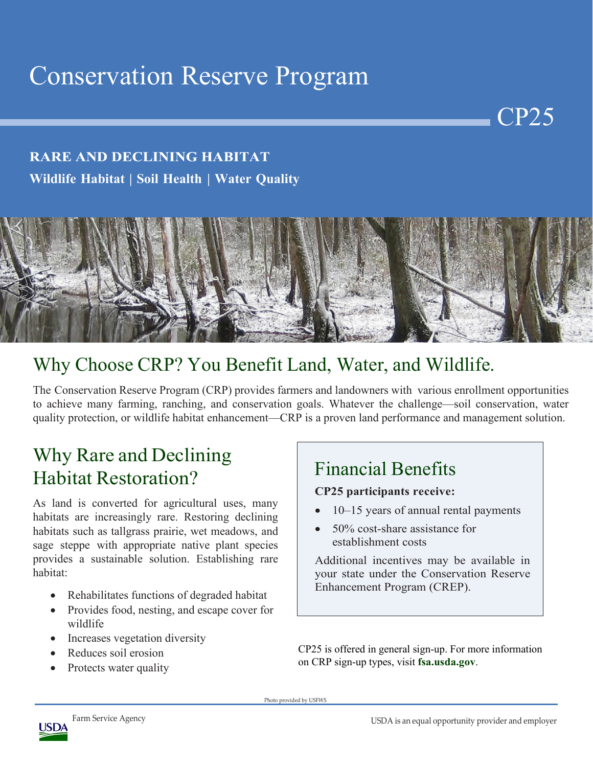# Conservation Reserve Program

CP25

**RARE AND DECLINING HABITAT**

**Wildlife Habitat | Soil Health | Water Quality**

## Why Choose CRP? You Benefit Land, Water, and Wildlife.

The Conservation Reserve Program (CRP) provides farmers and landowners with various enrollment opportunities to achieve many farming, ranching, and conservation goals. Whatever the challenge—soil conservation, water quality protection, or wildlife habitat enhancement—CRP is a proven land performance and management solution.

## Why Rare and Declining Habitat Restoration?

As land is converted for agricultural uses, many habitats are increasingly rare. Restoring declining habitats such as tallgrass prairie, wet meadows, and sage steppe with appropriate native plant species provides a sustainable solution. Establishing rare habitat:

- Rehabilitates functions of degraded habitat
- Provides food, nesting, and escape cover for wildlife
- Increases vegetation diversity
- Reduces soil erosion
- Protects water quality

## Financial Benefits

**CP25 participants receive:**

- 10–15 years of annual rental payments
- 50% cost-share assistance for establishment costs

Additional incentives may be available in your state under the Conservation Reserve Enhancement Program (CREP).

CP25 is offered in general sign-up. For more information on CRP sign-up types, visit **fsa.usda.gov**.

Photo provided by USFWS

Farm Service Agency

USDA is an equal opportunity provider and employer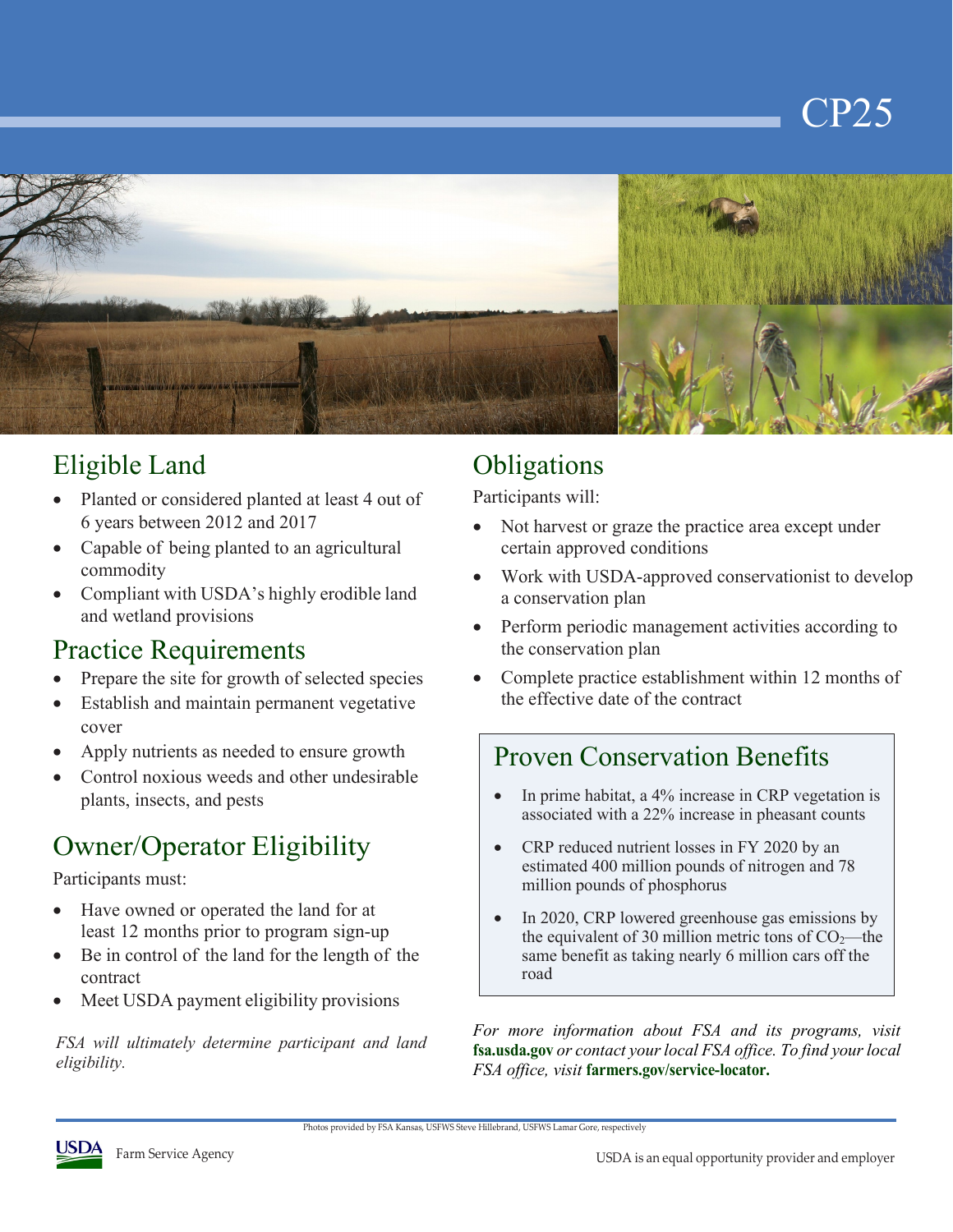# CP25

## Eligible Land

- Planted or considered planted at least 4 out of 6 years between 2012 and 2017
- Capable of being planted to an agricultural commodity
- Compliant with USDA's highly erodible land and wetland provisions

## Practice Requirements

- Prepare the site for growth of selected species
- Establish and maintain permanent vegetative cover
- Apply nutrients as needed to ensure growth
- Control noxious weeds and other undesirable plants, insects, and pests

## Owner/Operator Eligibility

Participants must:

- Have owned or operated the land for at least 12 months prior to program sign-up
- Be in control of the land for the length of the contract
- Meet USDA payment eligibility provisions

*FSA will ultimately determine participant and land eligibility.*

## Obligations

Participants will:

- Not harvest or graze the practice area except under certain approved conditions
- Work with USDA-approved conservationist to develop a conservation plan
- Perform periodic management activities according to the conservation plan
- Complete practice establishment within 12 months of the effective date of the contract

## Proven Conservation Benefits

- In prime habitat, a 4% increase in CRP vegetation is associated with a 22% increase in pheasant counts
- CRP reduced nutrient losses in FY 2020 by an estimated 400 million pounds of nitrogen and 78 million pounds of phosphorus
- In 2020, CRP lowered greenhouse gas emissions by the equivalent of 30 million metric tons of $CO_2$—the same benefit as taking nearly 6 million cars off the road

*For more information about FSA and its programs, visit* **fsa.usda.gov** *or contact your local FSA office. To find your local FSA office, visit* **farmers.gov/service-locator.**

Photos provided by FSA Kansas, USFWS Steve Hillebrand, USFWS Lamar Gore, respectively

USDA Farm Service Agency

USDA is an equal opportunity provider and employer